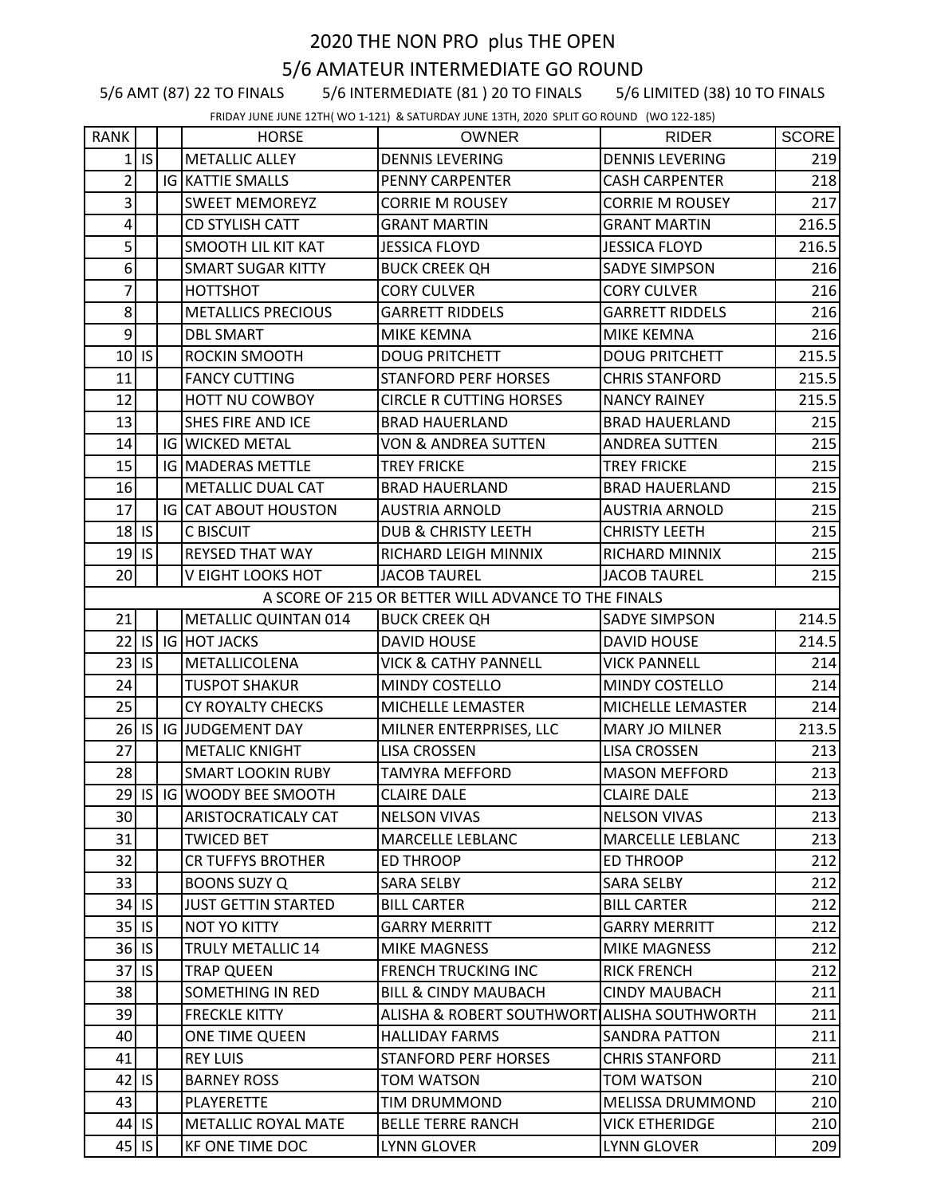# 2020 THE NON PRO plus THE OPEN

## 5/6 AMATEUR INTERMEDIATE GO ROUND

5/6 AMT (87) 22 TO FINALS 5/6 INTERMEDIATE (81 ) 20 TO FINALS 5/6 LIMITED (38) 10 TO FINALS

FRIDAY JUNE JUNE 12TH( WO 1-121) & SATURDAY JUNE 13TH, 2020 SPLIT GO ROUND (WO 122-185)

| RANK | | | HORSE | OWNER | RIDER | SCORE |
|---|---|---|---|---|---|---|
| 1 | IS | | METALLIC ALLEY | DENNIS LEVERING | DENNIS LEVERING | 219 |
| 2 | | IG | KATTIE SMALLS | PENNY CARPENTER | CASH CARPENTER | 218 |
| 3 | | | SWEET MEMOREYZ | CORRIE M ROUSEY | CORRIE M ROUSEY | 217 |
| 4 | | | CD STYLISH CATT | GRANT MARTIN | GRANT MARTIN | 216.5 |
| 5 | | | SMOOTH LIL KIT KAT | JESSICA FLOYD | JESSICA FLOYD | 216.5 |
| 6 | | | SMART SUGAR KITTY | BUCK CREEK QH | SADYE SIMPSON | 216 |
| 7 | | | HOTTSHOT | CORY CULVER | CORY CULVER | 216 |
| 8 | | | METALLICS PRECIOUS | GARRETT RIDDELS | GARRETT RIDDELS | 216 |
| 9 | | | DBL SMART | MIKE KEMNA | MIKE KEMNA | 216 |
| 10 | IS | | ROCKIN SMOOTH | DOUG PRITCHETT | DOUG PRITCHETT | 215.5 |
| 11 | | | FANCY CUTTING | STANFORD PERF HORSES | CHRIS STANFORD | 215.5 |
| 12 | | | HOTT NU COWBOY | CIRCLE R CUTTING HORSES | NANCY RAINEY | 215.5 |
| 13 | | | SHES FIRE AND ICE | BRAD HAUERLAND | BRAD HAUERLAND | 215 |
| 14 | | IG | WICKED METAL | VON & ANDREA SUTTEN | ANDREA SUTTEN | 215 |
| 15 | | IG | MADERAS METTLE | TREY FRICKE | TREY FRICKE | 215 |
| 16 | | | METALLIC DUAL CAT | BRAD HAUERLAND | BRAD HAUERLAND | 215 |
| 17 | | IG | CAT ABOUT HOUSTON | AUSTRIA ARNOLD | AUSTRIA ARNOLD | 215 |
| 18 | IS | | C BISCUIT | DUB & CHRISTY LEETH | CHRISTY LEETH | 215 |
| 19 | IS | | REYSED THAT WAY | RICHARD LEIGH MINNIX | RICHARD MINNIX | 215 |
| 20 | | | V EIGHT LOOKS HOT | JACOB TAUREL | JACOB TAUREL | 215 |
| | | | A SCORE OF 215 OR BETTER WILL ADVANCE TO THE FINALS | | | |
| 21 | | | METALLIC QUINTAN 014 | BUCK CREEK QH | SADYE SIMPSON | 214.5 |
| 22 | IS | IG | HOT JACKS | DAVID HOUSE | DAVID HOUSE | 214.5 |
| 23 | IS | | METALLICOLENA | VICK & CATHY PANNELL | VICK PANNELL | 214 |
| 24 | | | TUSPOT SHAKUR | MINDY COSTELLO | MINDY COSTELLO | 214 |
| 25 | | | CY ROYALTY CHECKS | MICHELLE LEMASTER | MICHELLE LEMASTER | 214 |
| 26 | IS | IG | JUDGEMENT DAY | MILNER ENTERPRISES, LLC | MARY JO MILNER | 213.5 |
| 27 | | | METALIC KNIGHT | LISA CROSSEN | LISA CROSSEN | 213 |
| 28 | | | SMART LOOKIN RUBY | TAMYRA MEFFORD | MASON MEFFORD | 213 |
| 29 | IS | IG | WOODY BEE SMOOTH | CLAIRE DALE | CLAIRE DALE | 213 |
| 30 | | | ARISTOCRATICALY CAT | NELSON VIVAS | NELSON VIVAS | 213 |
| 31 | | | TWICED BET | MARCELLE LEBLANC | MARCELLE LEBLANC | 213 |
| 32 | | | CR TUFFYS BROTHER | ED THROOP | ED THROOP | 212 |
| 33 | | | BOONS SUZY Q | SARA SELBY | SARA SELBY | 212 |
| 34 | IS | | JUST GETTIN STARTED | BILL CARTER | BILL CARTER | 212 |
| 35 | IS | | NOT YO KITTY | GARRY MERRITT | GARRY MERRITT | 212 |
| 36 | IS | | TRULY METALLIC 14 | MIKE MAGNESS | MIKE MAGNESS | 212 |
| 37 | IS | | TRAP QUEEN | FRENCH TRUCKING INC | RICK FRENCH | 212 |
| 38 | | | SOMETHING IN RED | BILL & CINDY MAUBACH | CINDY MAUBACH | 211 |
| 39 | | | FRECKLE KITTY | ALISHA & ROBERT SOUTHWORT | ALISHA SOUTHWORTH | 211 |
| 40 | | | ONE TIME QUEEN | HALLIDAY FARMS | SANDRA PATTON | 211 |
| 41 | | | REY LUIS | STANFORD PERF HORSES | CHRIS STANFORD | 211 |
| 42 | IS | | BARNEY ROSS | TOM WATSON | TOM WATSON | 210 |
| 43 | | | PLAYERETTE | TIM DRUMMOND | MELISSA DRUMMOND | 210 |
| 44 | IS | | METALLIC ROYAL MATE | BELLE TERRE RANCH | VICK ETHERIDGE | 210 |
| 45 | IS | | KF ONE TIME DOC | LYNN GLOVER | LYNN GLOVER | 209 |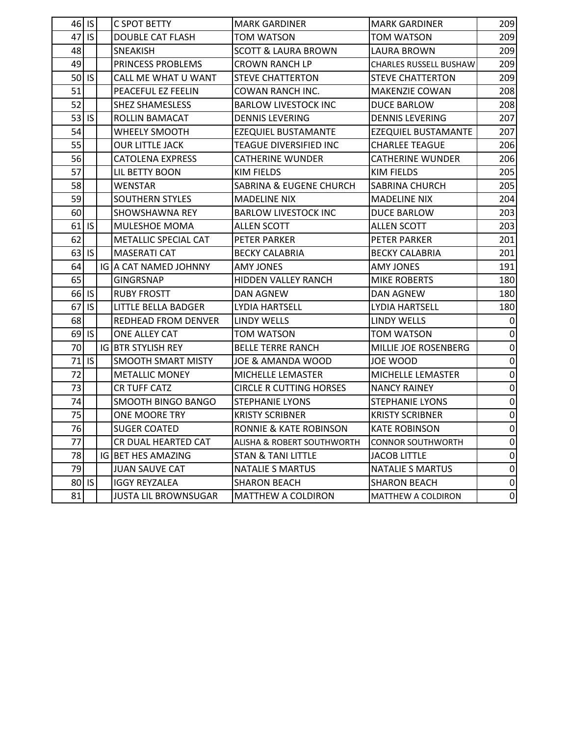| | | | | | | |
|---|---|---|---|---|---|---|
| 46 | IS | | C SPOT BETTY | MARK GARDINER | MARK GARDINER | 209 |
| 47 | IS | | DOUBLE CAT FLASH | TOM WATSON | TOM WATSON | 209 |
| 48 | | | SNEAKISH | SCOTT & LAURA BROWN | LAURA BROWN | 209 |
| 49 | | | PRINCESS PROBLEMS | CROWN RANCH LP | CHARLES RUSSELL BUSHAW | 209 |
| 50 | IS | | CALL ME WHAT U WANT | STEVE CHATTERTON | STEVE CHATTERTON | 209 |
| 51 | | | PEACEFUL EZ FEELIN | COWAN RANCH INC. | MAKENZIE COWAN | 208 |
| 52 | | | SHEZ SHAMESLESS | BARLOW LIVESTOCK INC | DUCE BARLOW | 208 |
| 53 | IS | | ROLLIN BAMACAT | DENNIS LEVERING | DENNIS LEVERING | 207 |
| 54 | | | WHEELY SMOOTH | EZEQUIEL BUSTAMANTE | EZEQUIEL BUSTAMANTE | 207 |
| 55 | | | OUR LITTLE JACK | TEAGUE DIVERSIFIED INC | CHARLEE TEAGUE | 206 |
| 56 | | | CATOLENA EXPRESS | CATHERINE WUNDER | CATHERINE WUNDER | 206 |
| 57 | | | LIL BETTY BOON | KIM FIELDS | KIM FIELDS | 205 |
| 58 | | | WENSTAR | SABRINA & EUGENE CHURCH | SABRINA CHURCH | 205 |
| 59 | | | SOUTHERN STYLES | MADELINE NIX | MADELINE NIX | 204 |
| 60 | | | SHOWSHAWNA REY | BARLOW LIVESTOCK INC | DUCE BARLOW | 203 |
| 61 | IS | | MULESHOE MOMA | ALLEN SCOTT | ALLEN SCOTT | 203 |
| 62 | | | METALLIC SPECIAL CAT | PETER PARKER | PETER PARKER | 201 |
| 63 | IS | | MASERATI CAT | BECKY CALABRIA | BECKY CALABRIA | 201 |
| 64 | | IG | A CAT NAMED JOHNNY | AMY JONES | AMY JONES | 191 |
| 65 | | | GINGRSNAP | HIDDEN VALLEY RANCH | MIKE ROBERTS | 180 |
| 66 | IS | | RUBY FROSTT | DAN AGNEW | DAN AGNEW | 180 |
| 67 | IS | | LITTLE BELLA BADGER | LYDIA HARTSELL | LYDIA HARTSELL | 180 |
| 68 | | | REDHEAD FROM DENVER | LINDY WELLS | LINDY WELLS | 0 |
| 69 | IS | | ONE ALLEY CAT | TOM WATSON | TOM WATSON | 0 |
| 70 | | IG | BTR STYLISH REY | BELLE TERRE RANCH | MILLIE JOE ROSENBERG | 0 |
| 71 | IS | | SMOOTH SMART MISTY | JOE & AMANDA WOOD | JOE WOOD | 0 |
| 72 | | | METALLIC MONEY | MICHELLE LEMASTER | MICHELLE LEMASTER | 0 |
| 73 | | | CR TUFF CATZ | CIRCLE R CUTTING HORSES | NANCY RAINEY | 0 |
| 74 | | | SMOOTH BINGO BANGO | STEPHANIE LYONS | STEPHANIE LYONS | 0 |
| 75 | | | ONE MOORE TRY | KRISTY SCRIBNER | KRISTY SCRIBNER | 0 |
| 76 | | | SUGER COATED | RONNIE & KATE ROBINSON | KATE ROBINSON | 0 |
| 77 | | | CR DUAL HEARTED CAT | ALISHA & ROBERT SOUTHWORTH | CONNOR SOUTHWORTH | 0 |
| 78 | | IG | BET HES AMAZING | STAN & TANI LITTLE | JACOB LITTLE | 0 |
| 79 | | | JUAN SAUVE CAT | NATALIE S MARTUS | NATALIE S MARTUS | 0 |
| 80 | IS | | IGGY REYZALEA | SHARON BEACH | SHARON BEACH | 0 |
| 81 | | | JUSTA LIL BROWNSUGAR | MATTHEW A COLDIRON | MATTHEW A COLDIRON | 0 |